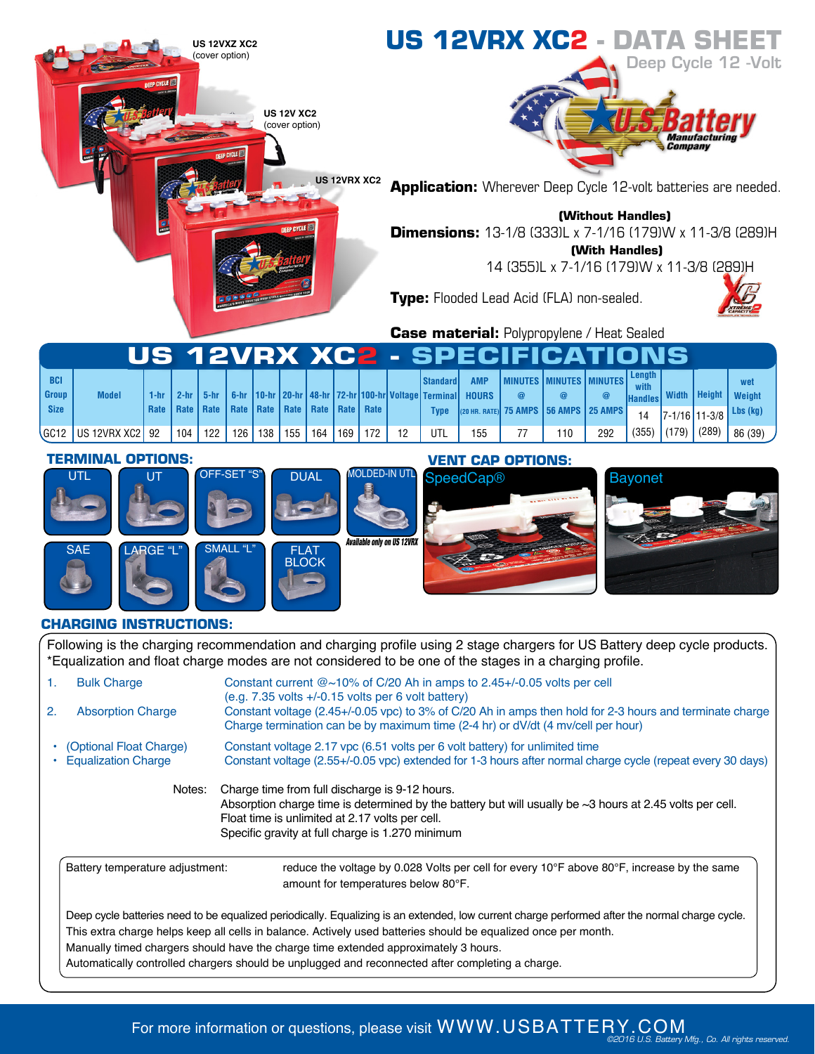# US 12VRX XC2 - DATA SHEET

Deep Cycle 12 -Volt

US 12VXZ XC2 (cover option)

US 12V XC2 (cover option)

US 12VRX XC2

**Application:** Wherever Deep Cycle 12-volt batteries are needed.

**(Without Handles)**

**Dimensions:** 13-1/8 (333)L x 7-1/16 (179)W x 11-3/8 (289)H

**(With Handles)**

14 (355)L x 7-1/16 (179)W x 11-3/8 (289)H

**Type:** Flooded Lead Acid (FLA) non-sealed.

**Case material:** Polypropylene / Heat Sealed

## US 12VRX XC2 - SPECIFICATIONS

| BCI Group Size | Model | 1-hr Rate | 2-hr Rate | 5-hr Rate | 6-hr Rate | 10-hr Rate | 20-hr Rate | 48-hr Rate | 72-hr Rate | 100-hr Rate | Voltage | Standard Terminal Type | AMP HOURS (20 HR. RATE) | MINUTES @ 75 AMPS | MINUTES @ 56 AMPS | MINUTES @ 25 AMPS | Length with Handles | Width | Height | wet Weight Lbs (kg) |
|---|---|---|---|---|---|---|---|---|---|---|---|---|---|---|---|---|---|---|---|---|
| GC12 | US 12VRX XC2 | 92 | 104 | 122 | 126 | 138 | 155 | 164 | 169 | 172 | 12 | UTL | 155 | 77 | 110 | 292 | 14 (355) | 7-1/16 (179) | 11-3/8 (289) | 86 (39) |

### TERMINAL OPTIONS:

UTL, UT, OFF-SET "S", DUAL, MOLDED-IN UTL, SAE, LARGE "L", SMALL "L", FLAT BLOCK

*Available only on US 12VRX*

### VENT CAP OPTIONS:

SpeedCap®, Bayonet

### CHARGING INSTRUCTIONS:

Following is the charging recommendation and charging profile using 2 stage chargers for US Battery deep cycle products.
*Equalization and float charge modes are not considered to be one of the stages in a charging profile.

1. Bulk Charge — Constant current @~10% of C/20 Ah in amps to 2.45+/-0.05 volts per cell (e.g. 7.35 volts +/-0.15 volts per 6 volt battery)
2. Absorption Charge — Constant voltage (2.45+/-0.05 vpc) to 3% of C/20 Ah in amps then hold for 2-3 hours and terminate charge. Charge termination can be by maximum time (2-4 hr) or dV/dt (4 mv/cell per hour)

- (Optional Float Charge) — Constant voltage 2.17 vpc (6.51 volts per 6 volt battery) for unlimited time
- Equalization Charge — Constant voltage (2.55+/-0.05 vpc) extended for 1-3 hours after normal charge cycle (repeat every 30 days)

Notes: Charge time from full discharge is 9-12 hours.
Absorption charge time is determined by the battery but will usually be ~3 hours at 2.45 volts per cell.
Float time is unlimited at 2.17 volts per cell.
Specific gravity at full charge is 1.270 minimum

Battery temperature adjustment: reduce the voltage by 0.028 Volts per cell for every 10°F above 80°F, increase by the same amount for temperatures below 80°F.

Deep cycle batteries need to be equalized periodically. Equalizing is an extended, low current charge performed after the normal charge cycle. This extra charge helps keep all cells in balance. Actively used batteries should be equalized once per month.
Manually timed chargers should have the charge time extended approximately 3 hours.
Automatically controlled chargers should be unplugged and reconnected after completing a charge.

For more information or questions, please visit WWW.USBATTERY.COM

©2016 U.S. Battery Mfg., Co. All rights reserved.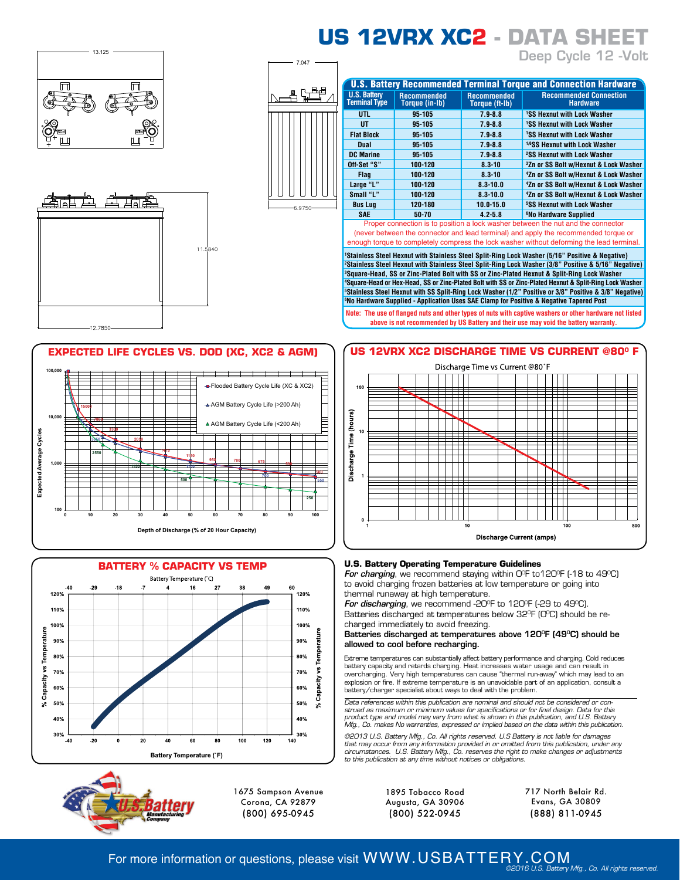# US 12VRX XC2 - DATA SHEET

Deep Cycle 12 -Volt

13.125

7.047

6.9750

11.5840

12.7850

## U.S. Battery Recommended Terminal Torque and Connection Hardware

| U.S. Battery Terminal Type | Recommended Torque (in-lb) | Recommended Torque (ft-lb) | Recommended Connection Hardware |
|---|---|---|---|
| UTL | 95-105 | 7.9-8.8 | [1]SS Hexnut with Lock Washer |
| UT | 95-105 | 7.9-8.8 | [1]SS Hexnut with Lock Washer |
| Flat Block | 95-105 | 7.9-8.8 | [1]SS Hexnut with Lock Washer |
| Dual | 95-105 | 7.9-8.8 | [1/6]SS Hexnut with Lock Washer |
| DC Marine | 95-105 | 7.9-8.8 | [2]SS Hexnut with Lock Washer |
| Off-Set "S" | 100-120 | 8.3-10 | [3]Zn or SS Bolt w/Hexnut & Lock Washer |
| Flag | 100-120 | 8.3-10 | [4]Zn or SS Bolt w/Hexnut & Lock Washer |
| Large "L" | 100-120 | 8.3-10.0 | [4]Zn or SS Bolt w/Hexnut & Lock Washer |
| Small "L" | 100-120 | 8.3-10.0 | [4]Zn or SS Bolt w/Hexnut & Lock Washer |
| Bus Lug | 120-180 | 10.0-15.0 | [5]SS Hexnut with Lock Washer |
| SAE | 50-70 | 4.2-5.8 | [6]No Hardware Supplied |

Proper connection is to position a lock washer between the nut and the connector (never between the connector and lead terminal) and apply the recommended torque or enough torque to completely compress the lock washer without deforming the lead terminal.

[1]Stainless Steel Hexnut with Stainless Steel Split-Ring Lock Washer (5/16" Positive & Negative)
[2]Stainless Steel Hexnut with Stainless Steel Split-Ring Lock Washer (3/8" Positive & 5/16" Negative)
[3]Square-Head, SS or Zinc-Plated Bolt with SS or Zinc-Plated Hexnut & Split-Ring Lock Washer
[4]Square-Head or Hex-Head, SS or Zinc-Plated Bolt with SS or Zinc-Plated Hexnut & Split-Ring Lock Washer
[5]Stainless Steel Hexnut with SS Split-Ring Lock Washer (1/2" Positive or 3/8" Positive & 3/8" Negative)
[6]No Hardware Supplied - Application Uses SAE Clamp for Positive & Negative Tapered Post

**Note: The use of flanged nuts and other types of nuts with captive washers or other hardware not listed above is not recommended by US Battery and their use may void the battery warranty.**

## EXPECTED LIFE CYCLES VS. DOD (XC, XC2 & AGM)

Flooded Battery Cycle Life (XC & XC2)
AGM Battery Cycle Life (>200 Ah)
AGM Battery Cycle Life (<200 Ah)

Expected Average Cycles
100,000
10,000
1,000
100

15000
7000
3300
3050
2550
2050
1150
1475
1150
1100
950
780
675
500
595
700
500
550
250

0 10 20 30 40 50 60 70 80 90 100

Depth of Discharge (% of 20 Hour Capacity)

## US 12VRX XC2 DISCHARGE TIME VS CURRENT @80º F

Discharge Time vs Current @80˚F

Discharge Time (hours)
100
10
1
0

1 10 100 500

Discharge Current (amps)

## BATTERY % CAPACITY VS TEMP

Battery Temperature (˚C)
-40 -29 -18 -7 4 16 27 38 49 60

% Capacity vs Temperature
120% 110% 100% 90% 80% 70% 60% 50% 40% 30%

-40 -20 0 20 40 60 80 100 120 140

Battery Temperature (˚F)

### U.S. Battery Operating Temperature Guidelines

***For charging***, we recommend staying within 0ºF to120ºF (-18 to 49ºC) to avoid charging frozen batteries at low temperature or going into thermal runaway at high temperature.

***For discharging***, we recommend -20ºF to 120ºF (-29 to 49ºC). Batteries discharged at temperatures below 32ºF (0ºC) should be re-charged immediately to avoid freezing.

**Batteries discharged at temperatures above 120ºF (49ºC) should be allowed to cool before recharging.**

Extreme temperatures can substantially affect battery performance and charging. Cold reduces battery capacity and retards charging. Heat increases water usage and can result in overcharging. Very high temperatures can cause "thermal run-away" which may lead to an explosion or fire. If extreme temperature is an unavoidable part of an application, consult a battery/charger specialist about ways to deal with the problem.

*Data references within this publication are nominal and should not be considered or construed as maximum or minimum values for specifications or for final design. Data for this product type and model may vary from what is shown in this publication, and U.S. Battery Mfg., Co. makes No warranties, expressed or implied based on the data within this publication.*

*©2013 U.S. Battery Mfg., Co. All rights reserved. U.S Battery is not liable for damages that may occur from any information provided in or omitted from this publication, under any circumstances. U.S. Battery Mfg., Co. reserves the right to make changes or adjustments to this publication at any time without notices or obligations.*

1675 Sampson Avenue
Corona, CA 92879
(800) 695-0945

1895 Tobacco Road
Augusta, GA 30906
(800) 522-0945

717 North Belair Rd.
Evans, GA 30809
(888) 811-0945

For more information or questions, please visit WWW.USBATTERY.COM

*©2016 U.S. Battery Mfg., Co. All rights reserved.*